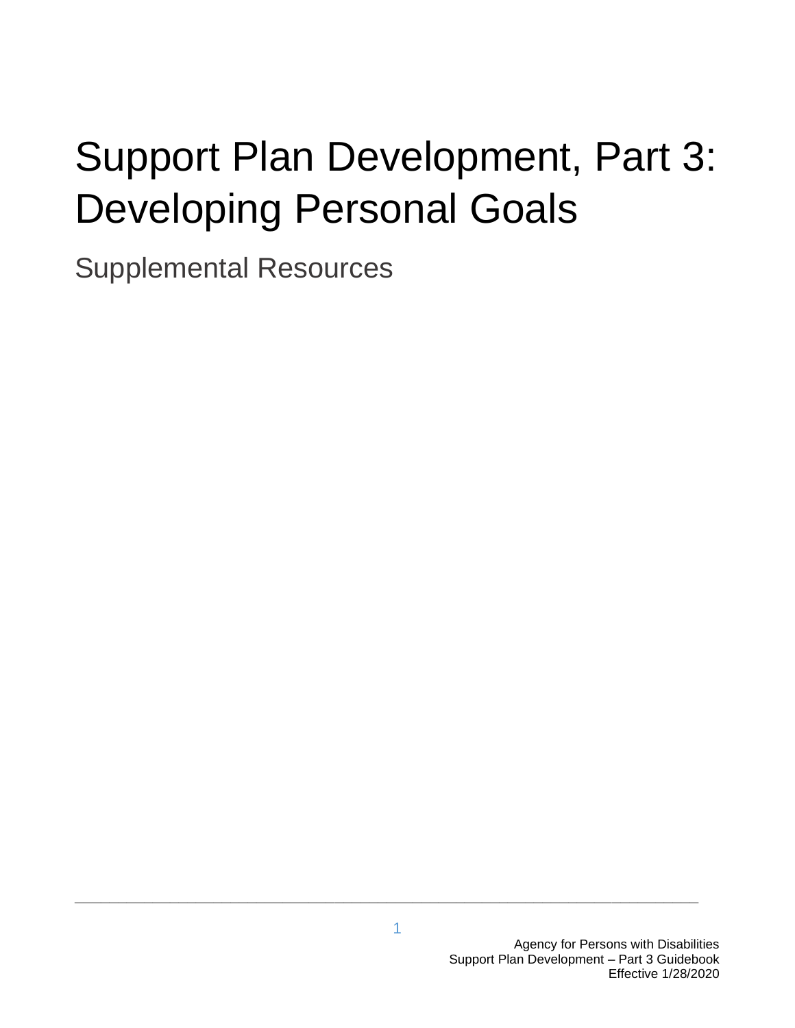# Support Plan Development, Part 3: Developing Personal Goals

Supplemental Resources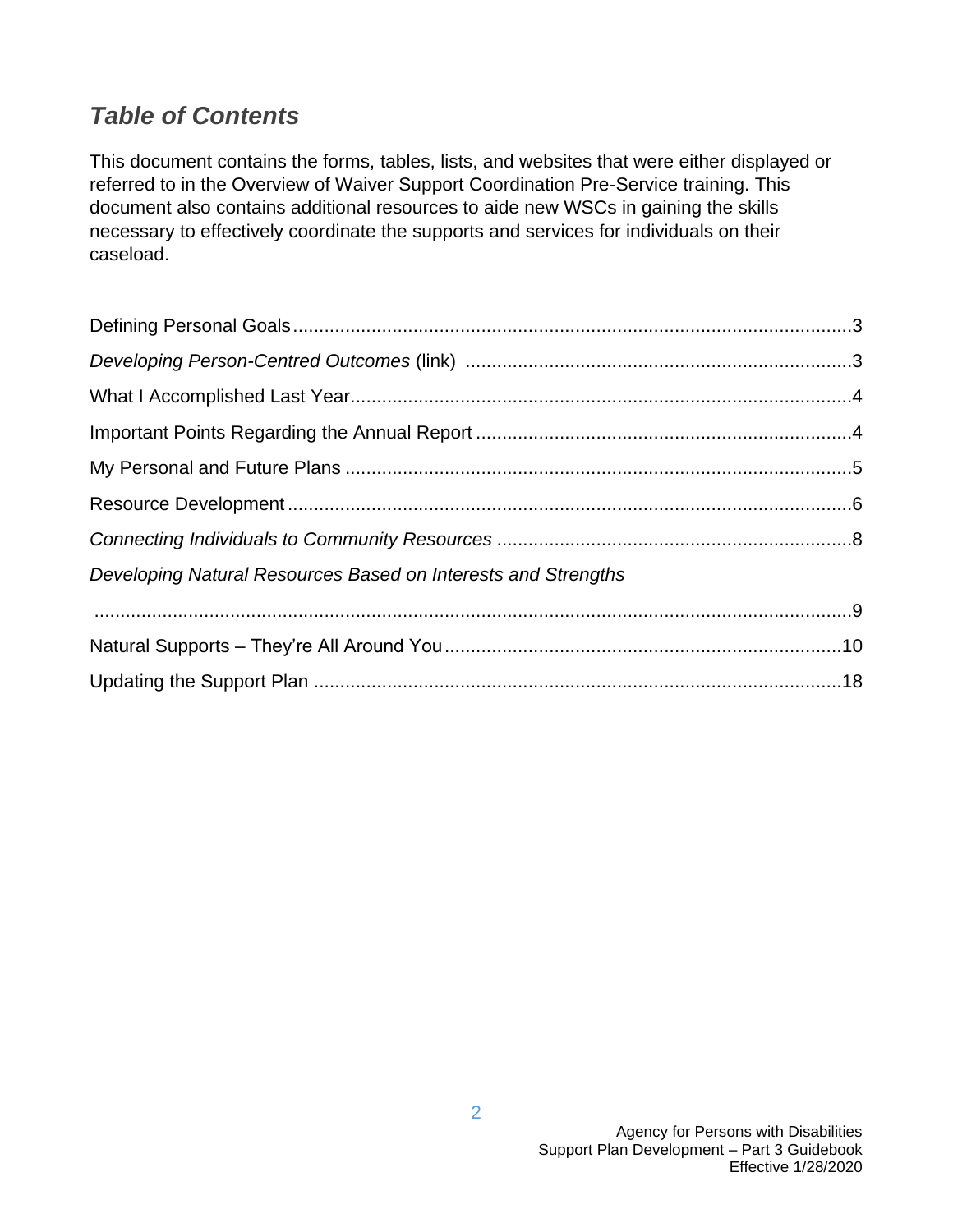## *Table of Contents*

This document contains the forms, tables, lists, and websites that were either displayed or referred to in the Overview of Waiver Support Coordination Pre-Service training. This document also contains additional resources to aide new WSCs in gaining the skills necessary to effectively coordinate the supports and services for individuals on their caseload.

Defining Personal Goals ........................................................................ 3

*Developing Person-Centred Outcomes* (link) ........................................ 3

What I Accomplished Last Year ............................................................. 4

Important Points Regarding the Annual Report ...................................... 4

My Personal and Future Plans .............................................................. 5

Resource Development .......................................................................... 6

*Connecting Individuals to Community Resources* .................................. 8

*Developing Natural Resources Based on Interests and Strengths* ........ 9

Natural Supports – They're All Around You .......................................... 10

Updating the Support Plan .................................................................... 18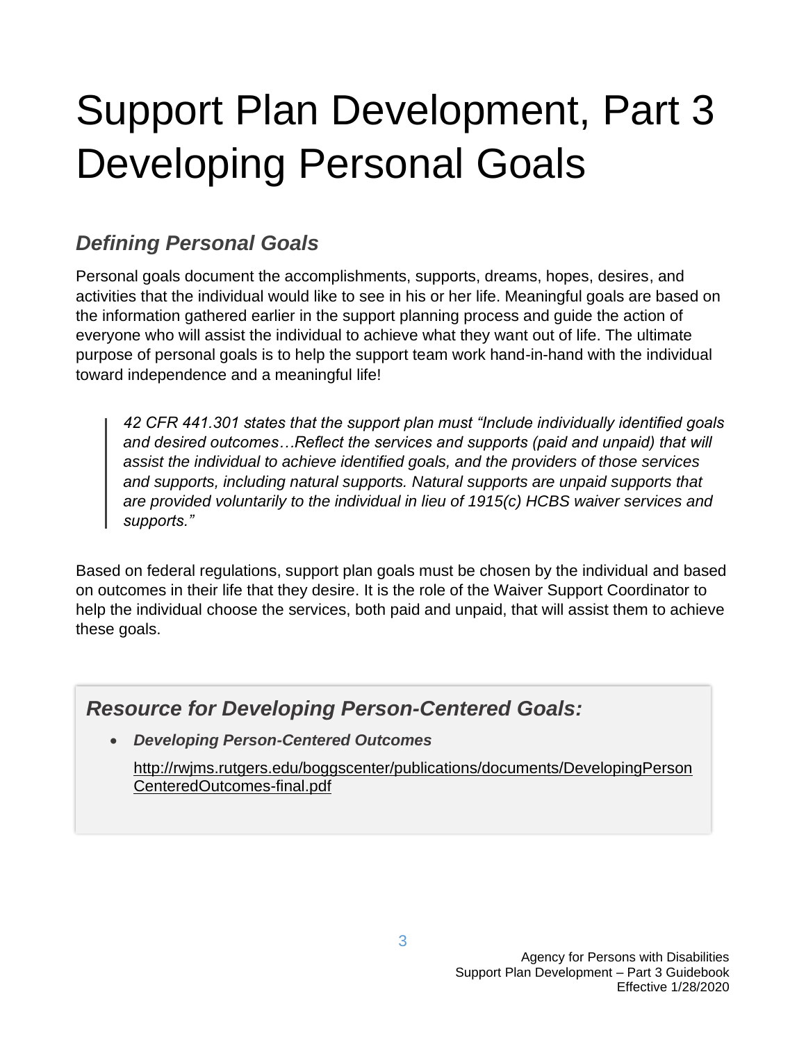# Support Plan Development, Part 3 Developing Personal Goals

## *Defining Personal Goals*

Personal goals document the accomplishments, supports, dreams, hopes, desires, and activities that the individual would like to see in his or her life. Meaningful goals are based on the information gathered earlier in the support planning process and guide the action of everyone who will assist the individual to achieve what they want out of life. The ultimate purpose of personal goals is to help the support team work hand-in-hand with the individual toward independence and a meaningful life!

> *42 CFR 441.301 states that the support plan must "Include individually identified goals and desired outcomes…Reflect the services and supports (paid and unpaid) that will assist the individual to achieve identified goals, and the providers of those services and supports, including natural supports. Natural supports are unpaid supports that are provided voluntarily to the individual in lieu of 1915(c) HCBS waiver services and supports."*

Based on federal regulations, support plan goals must be chosen by the individual and based on outcomes in their life that they desire. It is the role of the Waiver Support Coordinator to help the individual choose the services, both paid and unpaid, that will assist them to achieve these goals.

### *Resource for Developing Person-Centered Goals:*

- ***Developing Person-Centered Outcomes***

  http://rwjms.rutgers.edu/boggscenter/publications/documents/DevelopingPersonCenteredOutcomes-final.pdf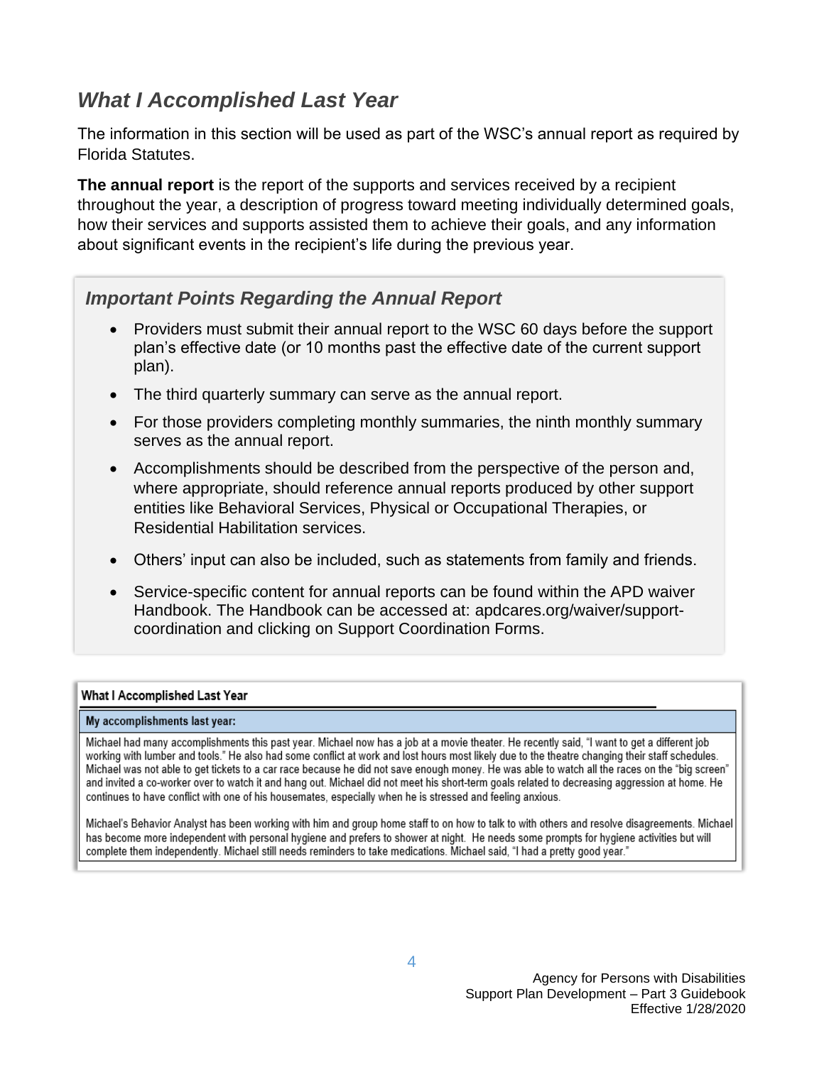## *What I Accomplished Last Year*

The information in this section will be used as part of the WSC's annual report as required by Florida Statutes.

**The annual report** is the report of the supports and services received by a recipient throughout the year, a description of progress toward meeting individually determined goals, how their services and supports assisted them to achieve their goals, and any information about significant events in the recipient's life during the previous year.

### *Important Points Regarding the Annual Report*

- Providers must submit their annual report to the WSC 60 days before the support plan's effective date (or 10 months past the effective date of the current support plan).
- The third quarterly summary can serve as the annual report.
- For those providers completing monthly summaries, the ninth monthly summary serves as the annual report.
- Accomplishments should be described from the perspective of the person and, where appropriate, should reference annual reports produced by other support entities like Behavioral Services, Physical or Occupational Therapies, or Residential Habilitation services.
- Others' input can also be included, such as statements from family and friends.
- Service-specific content for annual reports can be found within the APD waiver Handbook. The Handbook can be accessed at: apdcares.org/waiver/support-coordination and clicking on Support Coordination Forms.

**What I Accomplished Last Year**

| My accomplishments last year: |
|---|
| Michael had many accomplishments this past year. Michael now has a job at a movie theater. He recently said, "I want to get a different job working with lumber and tools." He also had some conflict at work and lost hours most likely due to the theatre changing their staff schedules. Michael was not able to get tickets to a car race because he did not save enough money. He was able to watch all the races on the "big screen" and invited a co-worker over to watch it and hang out. Michael did not meet his short-term goals related to decreasing aggression at home. He continues to have conflict with one of his housemates, especially when he is stressed and feeling anxious.<br><br>Michael's Behavior Analyst has been working with him and group home staff to on how to talk to with others and resolve disagreements. Michael has become more independent with personal hygiene and prefers to shower at night. He needs some prompts for hygiene activities but will complete them independently. Michael still needs reminders to take medications. Michael said, "I had a pretty good year." |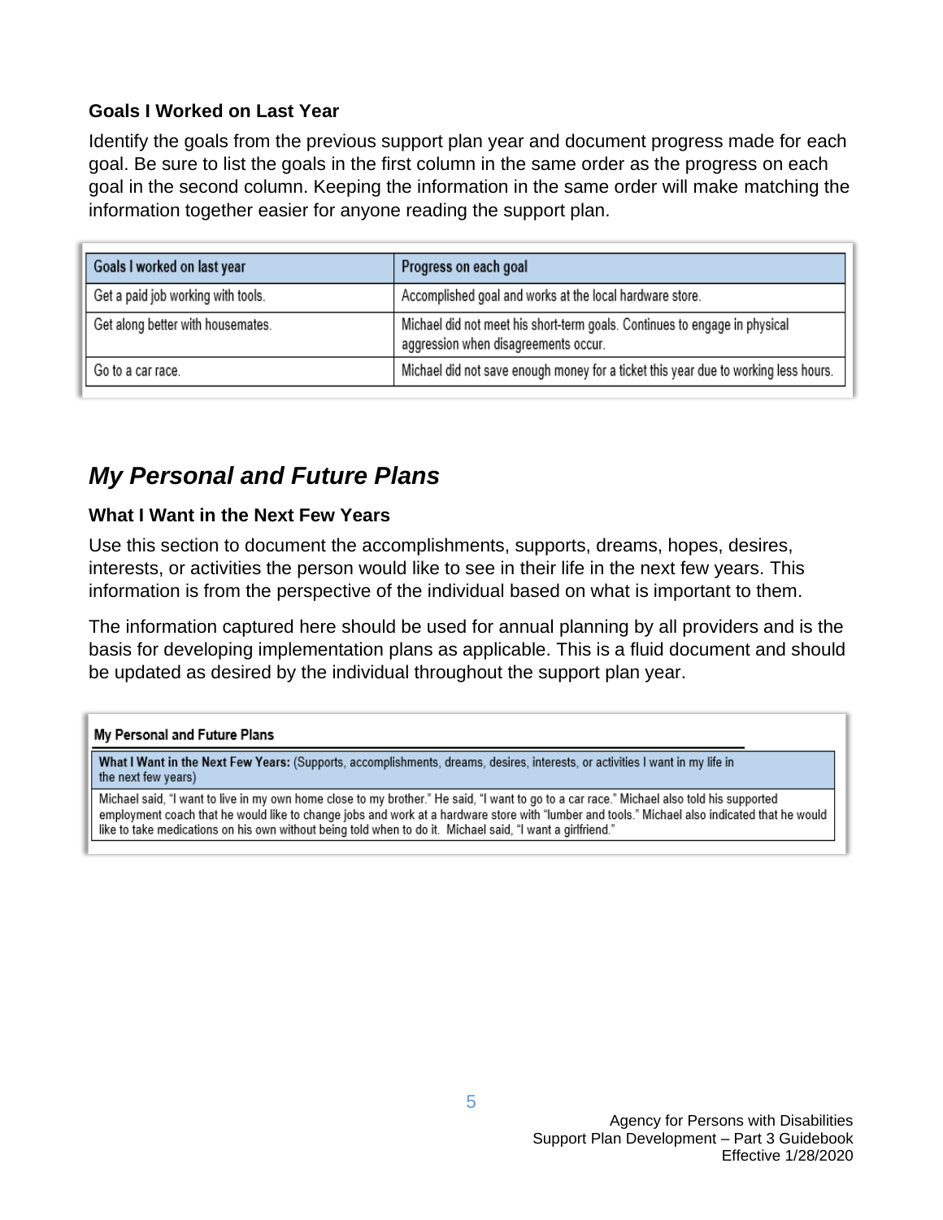### Goals I Worked on Last Year

Identify the goals from the previous support plan year and document progress made for each goal. Be sure to list the goals in the first column in the same order as the progress on each goal in the second column. Keeping the information in the same order will make matching the information together easier for anyone reading the support plan.

| Goals I worked on last year | Progress on each goal |
| --- | --- |
| Get a paid job working with tools. | Accomplished goal and works at the local hardware store. |
| Get along better with housemates. | Michael did not meet his short-term goals. Continues to engage in physical aggression when disagreements occur. |
| Go to a car race. | Michael did not save enough money for a ticket this year due to working less hours. |

## *My Personal and Future Plans*

### What I Want in the Next Few Years

Use this section to document the accomplishments, supports, dreams, hopes, desires, interests, or activities the person would like to see in their life in the next few years. This information is from the perspective of the individual based on what is important to them.

The information captured here should be used for annual planning by all providers and is the basis for developing implementation plans as applicable. This is a fluid document and should be updated as desired by the individual throughout the support plan year.

**My Personal and Future Plans**

| **What I Want in the Next Few Years:** (Supports, accomplishments, dreams, desires, interests, or activities I want in my life in the next few years) |
| --- |
| Michael said, "I want to live in my own home close to my brother." He said, "I want to go to a car race." Michael also told his supported employment coach that he would like to change jobs and work at a hardware store with "lumber and tools." Michael also indicated that he would like to take medications on his own without being told when to do it. Michael said, "I want a girlfriend." |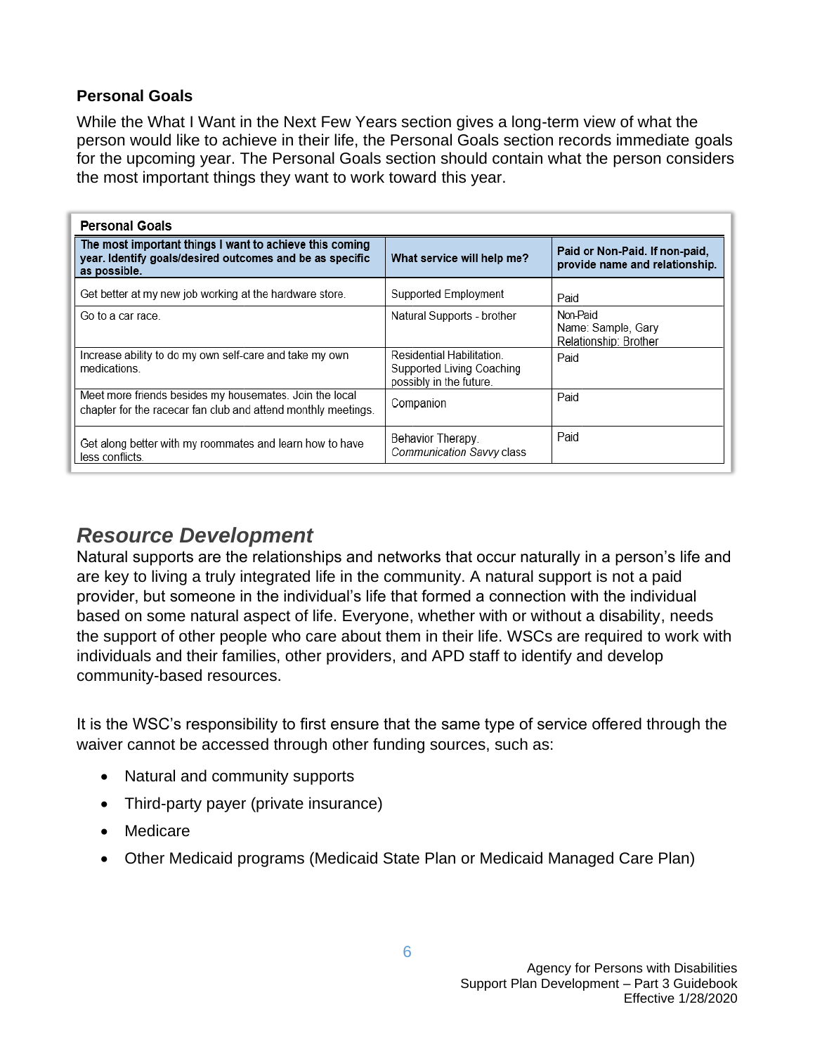### Personal Goals

While the What I Want in the Next Few Years section gives a long-term view of what the person would like to achieve in their life, the Personal Goals section records immediate goals for the upcoming year. The Personal Goals section should contain what the person considers the most important things they want to work toward this year.

**Personal Goals**

| The most important things I want to achieve this coming year. Identify goals/desired outcomes and be as specific as possible. | What service will help me? | Paid or Non-Paid. If non-paid, provide name and relationship. |
|---|---|---|
| Get better at my new job working at the hardware store. | Supported Employment | Paid |
| Go to a car race. | Natural Supports - brother | Non-Paid<br>Name: Sample, Gary<br>Relationship: Brother |
| Increase ability to do my own self-care and take my own medications. | Residential Habilitation. Supported Living Coaching possibly in the future. | Paid |
| Meet more friends besides my housemates. Join the local chapter for the racecar fan club and attend monthly meetings. | Companion | Paid |
| Get along better with my roommates and learn how to have less conflicts. | Behavior Therapy. *Communication Savvy* class | Paid |

## *Resource Development*

Natural supports are the relationships and networks that occur naturally in a person's life and are key to living a truly integrated life in the community. A natural support is not a paid provider, but someone in the individual's life that formed a connection with the individual based on some natural aspect of life. Everyone, whether with or without a disability, needs the support of other people who care about them in their life. WSCs are required to work with individuals and their families, other providers, and APD staff to identify and develop community-based resources.

It is the WSC's responsibility to first ensure that the same type of service offered through the waiver cannot be accessed through other funding sources, such as:

- Natural and community supports
- Third-party payer (private insurance)
- Medicare
- Other Medicaid programs (Medicaid State Plan or Medicaid Managed Care Plan)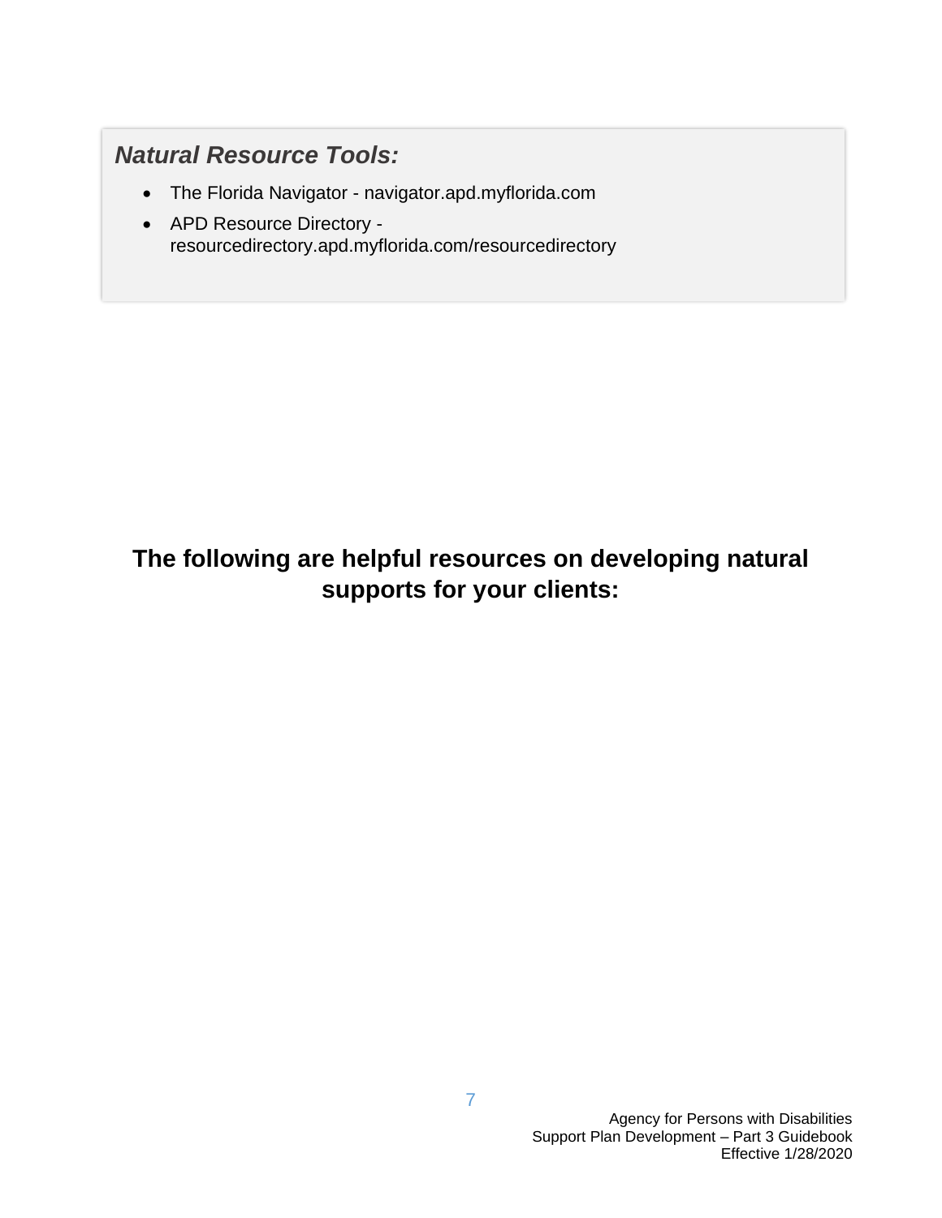***Natural Resource Tools:***

- The Florida Navigator - navigator.apd.myflorida.com
- APD Resource Directory - resourcedirectory.apd.myflorida.com/resourcedirectory

**The following are helpful resources on developing natural supports for your clients:**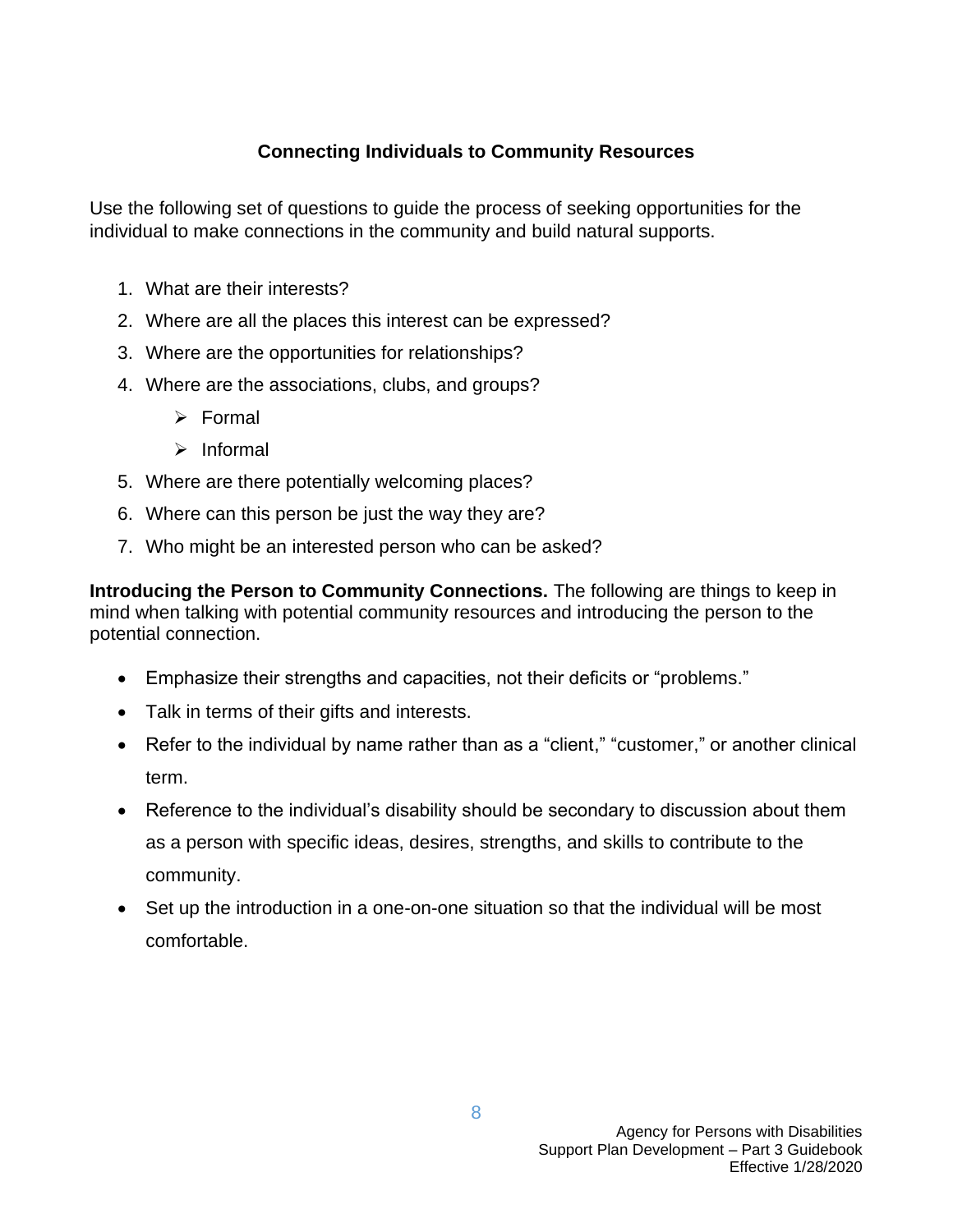## Connecting Individuals to Community Resources

Use the following set of questions to guide the process of seeking opportunities for the individual to make connections in the community and build natural supports.

1. What are their interests?
2. Where are all the places this interest can be expressed?
3. Where are the opportunities for relationships?
4. Where are the associations, clubs, and groups?
   - Formal
   - Informal
5. Where are there potentially welcoming places?
6. Where can this person be just the way they are?
7. Who might be an interested person who can be asked?

**Introducing the Person to Community Connections.** The following are things to keep in mind when talking with potential community resources and introducing the person to the potential connection.

- Emphasize their strengths and capacities, not their deficits or "problems."
- Talk in terms of their gifts and interests.
- Refer to the individual by name rather than as a "client," "customer," or another clinical term.
- Reference to the individual's disability should be secondary to discussion about them as a person with specific ideas, desires, strengths, and skills to contribute to the community.
- Set up the introduction in a one-on-one situation so that the individual will be most comfortable.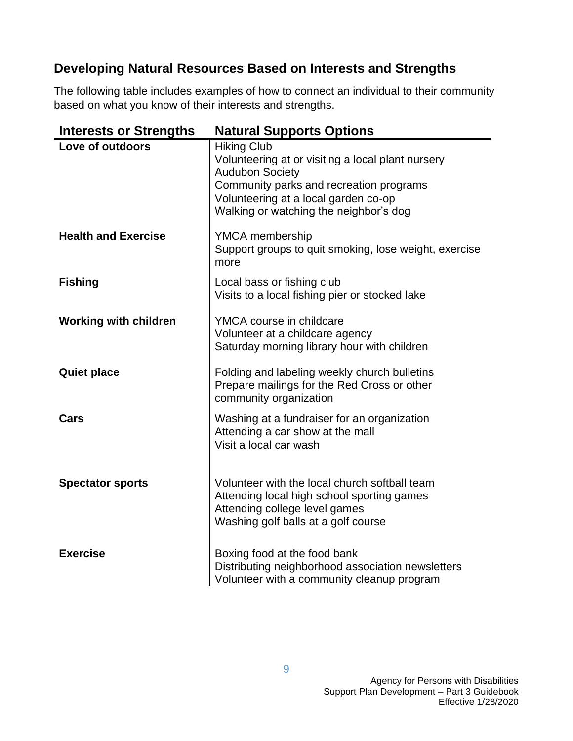## Developing Natural Resources Based on Interests and Strengths

The following table includes examples of how to connect an individual to their community based on what you know of their interests and strengths.

| Interests or Strengths | Natural Supports Options |
|---|---|
| **Love of outdoors** | Hiking Club<br>Volunteering at or visiting a local plant nursery<br>Audubon Society<br>Community parks and recreation programs<br>Volunteering at a local garden co-op<br>Walking or watching the neighbor's dog |
| **Health and Exercise** | YMCA membership<br>Support groups to quit smoking, lose weight, exercise more |
| **Fishing** | Local bass or fishing club<br>Visits to a local fishing pier or stocked lake |
| **Working with children** | YMCA course in childcare<br>Volunteer at a childcare agency<br>Saturday morning library hour with children |
| **Quiet place** | Folding and labeling weekly church bulletins<br>Prepare mailings for the Red Cross or other community organization |
| **Cars** | Washing at a fundraiser for an organization<br>Attending a car show at the mall<br>Visit a local car wash |
| **Spectator sports** | Volunteer with the local church softball team<br>Attending local high school sporting games<br>Attending college level games<br>Washing golf balls at a golf course |
| **Exercise** | Boxing food at the food bank<br>Distributing neighborhood association newsletters<br>Volunteer with a community cleanup program |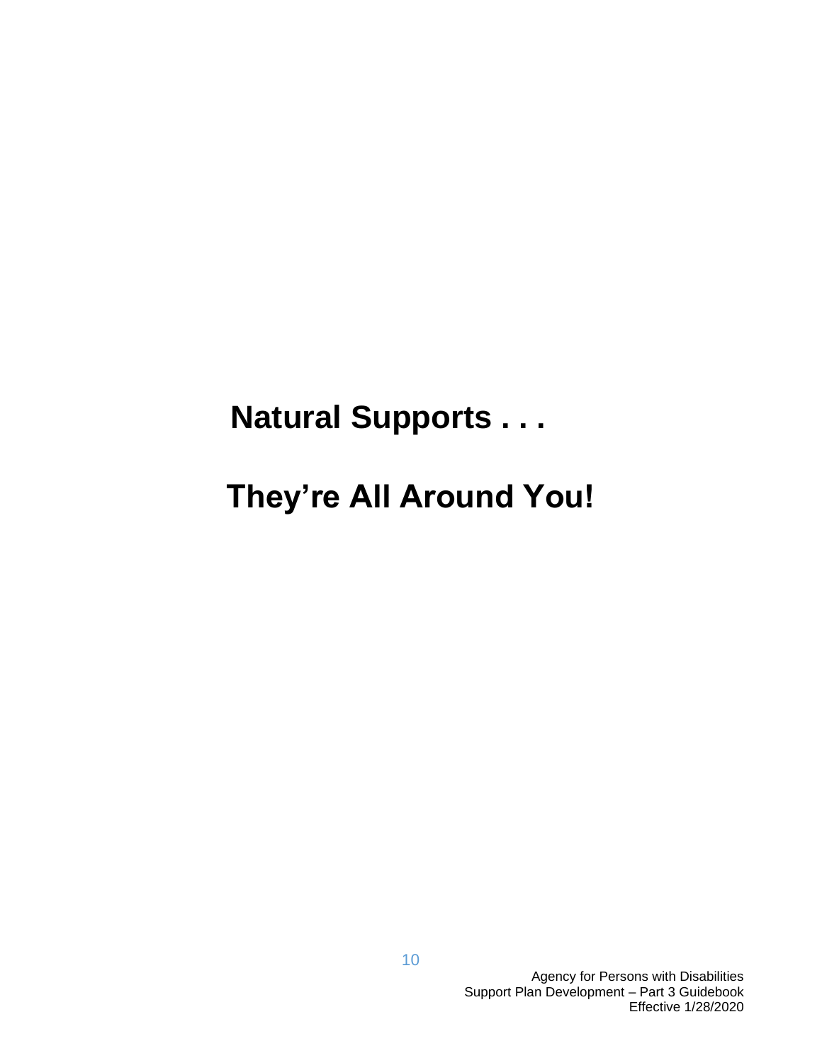# Natural Supports . . .

# They're All Around You!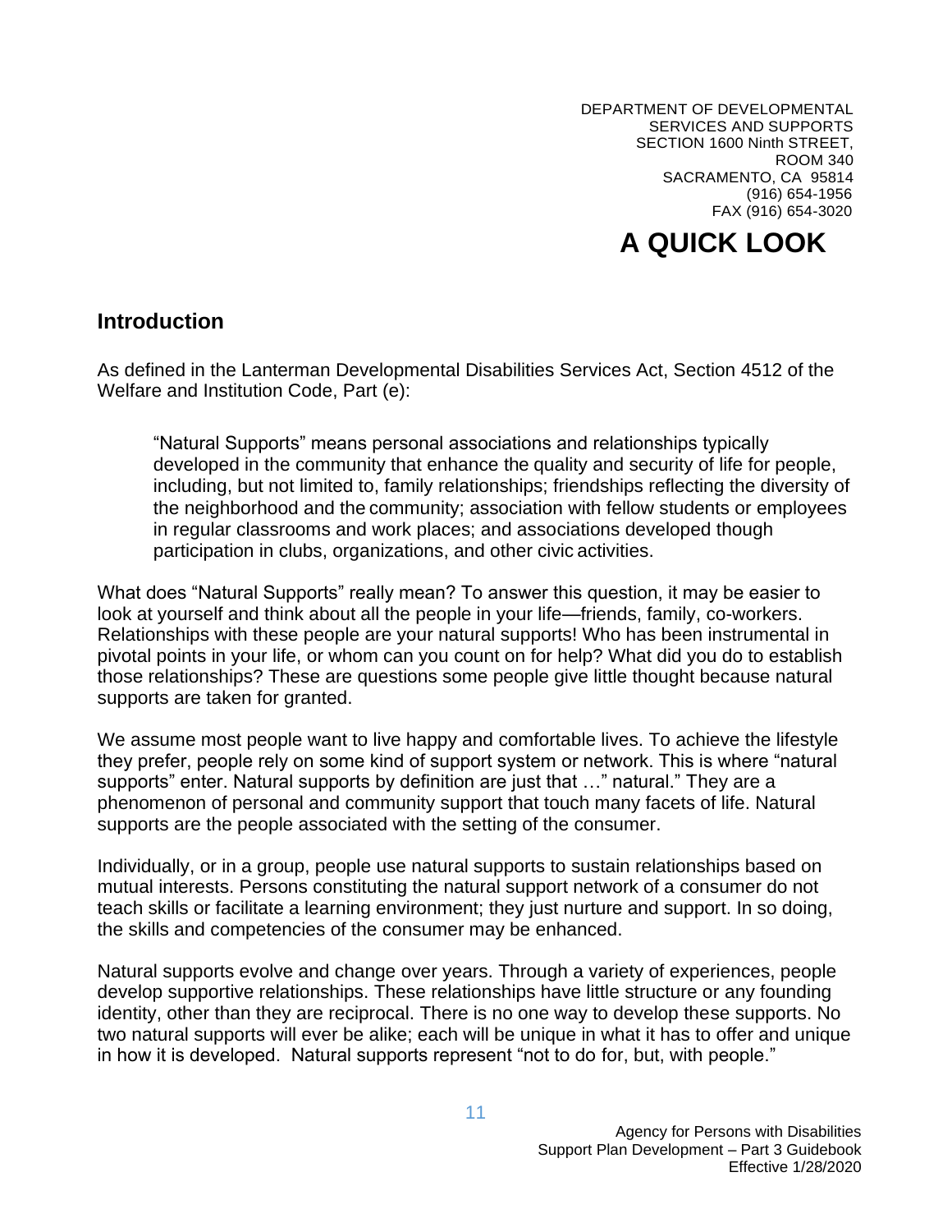DEPARTMENT OF DEVELOPMENTAL SERVICES AND SUPPORTS
SECTION 1600 Ninth STREET, ROOM 340
SACRAMENTO, CA 95814
(916) 654-1956
FAX (916) 654-3020

# A QUICK LOOK

## Introduction

As defined in the Lanterman Developmental Disabilities Services Act, Section 4512 of the Welfare and Institution Code, Part (e):

> "Natural Supports" means personal associations and relationships typically developed in the community that enhance the quality and security of life for people, including, but not limited to, family relationships; friendships reflecting the diversity of the neighborhood and the community; association with fellow students or employees in regular classrooms and work places; and associations developed though participation in clubs, organizations, and other civic activities.

What does "Natural Supports" really mean? To answer this question, it may be easier to look at yourself and think about all the people in your life—friends, family, co-workers. Relationships with these people are your natural supports! Who has been instrumental in pivotal points in your life, or whom can you count on for help? What did you do to establish those relationships? These are questions some people give little thought because natural supports are taken for granted.

We assume most people want to live happy and comfortable lives. To achieve the lifestyle they prefer, people rely on some kind of support system or network. This is where "natural supports" enter. Natural supports by definition are just that …" natural." They are a phenomenon of personal and community support that touch many facets of life. Natural supports are the people associated with the setting of the consumer.

Individually, or in a group, people use natural supports to sustain relationships based on mutual interests. Persons constituting the natural support network of a consumer do not teach skills or facilitate a learning environment; they just nurture and support. In so doing, the skills and competencies of the consumer may be enhanced.

Natural supports evolve and change over years. Through a variety of experiences, people develop supportive relationships. These relationships have little structure or any founding identity, other than they are reciprocal. There is no one way to develop these supports. No two natural supports will ever be alike; each will be unique in what it has to offer and unique in how it is developed. Natural supports represent "not to do for, but, with people."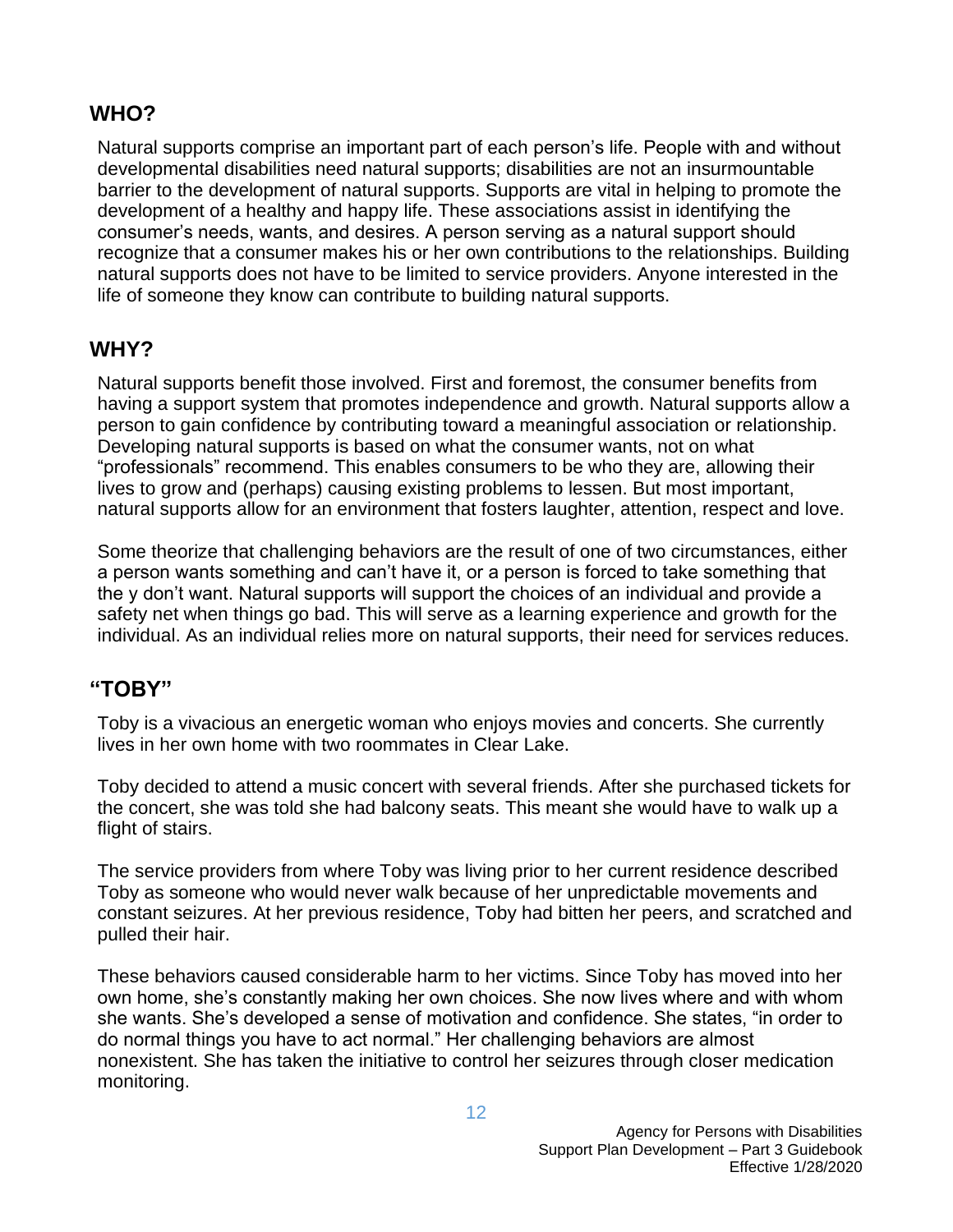## WHO?

Natural supports comprise an important part of each person's life. People with and without developmental disabilities need natural supports; disabilities are not an insurmountable barrier to the development of natural supports. Supports are vital in helping to promote the development of a healthy and happy life. These associations assist in identifying the consumer's needs, wants, and desires. A person serving as a natural support should recognize that a consumer makes his or her own contributions to the relationships. Building natural supports does not have to be limited to service providers. Anyone interested in the life of someone they know can contribute to building natural supports.

## WHY?

Natural supports benefit those involved. First and foremost, the consumer benefits from having a support system that promotes independence and growth. Natural supports allow a person to gain confidence by contributing toward a meaningful association or relationship. Developing natural supports is based on what the consumer wants, not on what "professionals" recommend. This enables consumers to be who they are, allowing their lives to grow and (perhaps) causing existing problems to lessen. But most important, natural supports allow for an environment that fosters laughter, attention, respect and love.

Some theorize that challenging behaviors are the result of one of two circumstances, either a person wants something and can't have it, or a person is forced to take something that the y don't want. Natural supports will support the choices of an individual and provide a safety net when things go bad. This will serve as a learning experience and growth for the individual. As an individual relies more on natural supports, their need for services reduces.

## "TOBY"

Toby is a vivacious an energetic woman who enjoys movies and concerts. She currently lives in her own home with two roommates in Clear Lake.

Toby decided to attend a music concert with several friends. After she purchased tickets for the concert, she was told she had balcony seats. This meant she would have to walk up a flight of stairs.

The service providers from where Toby was living prior to her current residence described Toby as someone who would never walk because of her unpredictable movements and constant seizures. At her previous residence, Toby had bitten her peers, and scratched and pulled their hair.

These behaviors caused considerable harm to her victims. Since Toby has moved into her own home, she's constantly making her own choices. She now lives where and with whom she wants. She's developed a sense of motivation and confidence. She states, "in order to do normal things you have to act normal." Her challenging behaviors are almost nonexistent. She has taken the initiative to control her seizures through closer medication monitoring.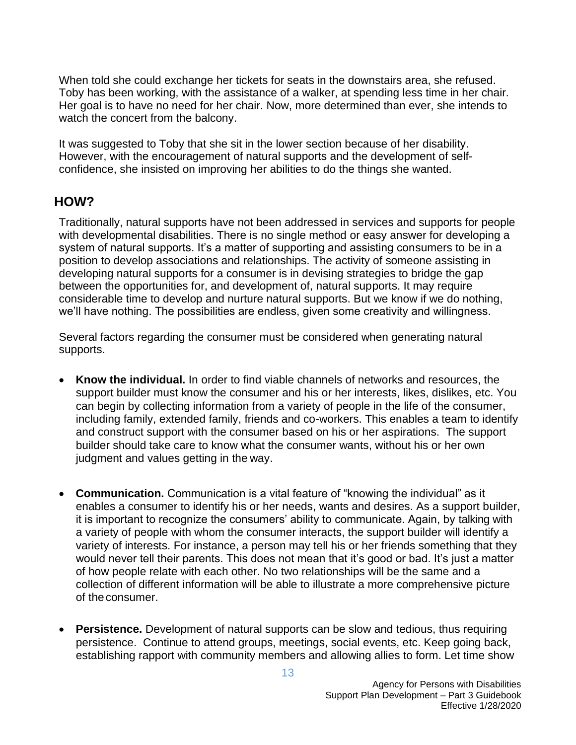When told she could exchange her tickets for seats in the downstairs area, she refused. Toby has been working, with the assistance of a walker, at spending less time in her chair. Her goal is to have no need for her chair. Now, more determined than ever, she intends to watch the concert from the balcony.

It was suggested to Toby that she sit in the lower section because of her disability. However, with the encouragement of natural supports and the development of self-confidence, she insisted on improving her abilities to do the things she wanted.

## HOW?

Traditionally, natural supports have not been addressed in services and supports for people with developmental disabilities. There is no single method or easy answer for developing a system of natural supports. It's a matter of supporting and assisting consumers to be in a position to develop associations and relationships. The activity of someone assisting in developing natural supports for a consumer is in devising strategies to bridge the gap between the opportunities for, and development of, natural supports. It may require considerable time to develop and nurture natural supports. But we know if we do nothing, we'll have nothing. The possibilities are endless, given some creativity and willingness.

Several factors regarding the consumer must be considered when generating natural supports.

- **Know the individual.** In order to find viable channels of networks and resources, the support builder must know the consumer and his or her interests, likes, dislikes, etc. You can begin by collecting information from a variety of people in the life of the consumer, including family, extended family, friends and co-workers. This enables a team to identify and construct support with the consumer based on his or her aspirations. The support builder should take care to know what the consumer wants, without his or her own judgment and values getting in the way.

- **Communication.** Communication is a vital feature of "knowing the individual" as it enables a consumer to identify his or her needs, wants and desires. As a support builder, it is important to recognize the consumers' ability to communicate. Again, by talking with a variety of people with whom the consumer interacts, the support builder will identify a variety of interests. For instance, a person may tell his or her friends something that they would never tell their parents. This does not mean that it's good or bad. It's just a matter of how people relate with each other. No two relationships will be the same and a collection of different information will be able to illustrate a more comprehensive picture of the consumer.

- **Persistence.** Development of natural supports can be slow and tedious, thus requiring persistence. Continue to attend groups, meetings, social events, etc. Keep going back, establishing rapport with community members and allowing allies to form. Let time show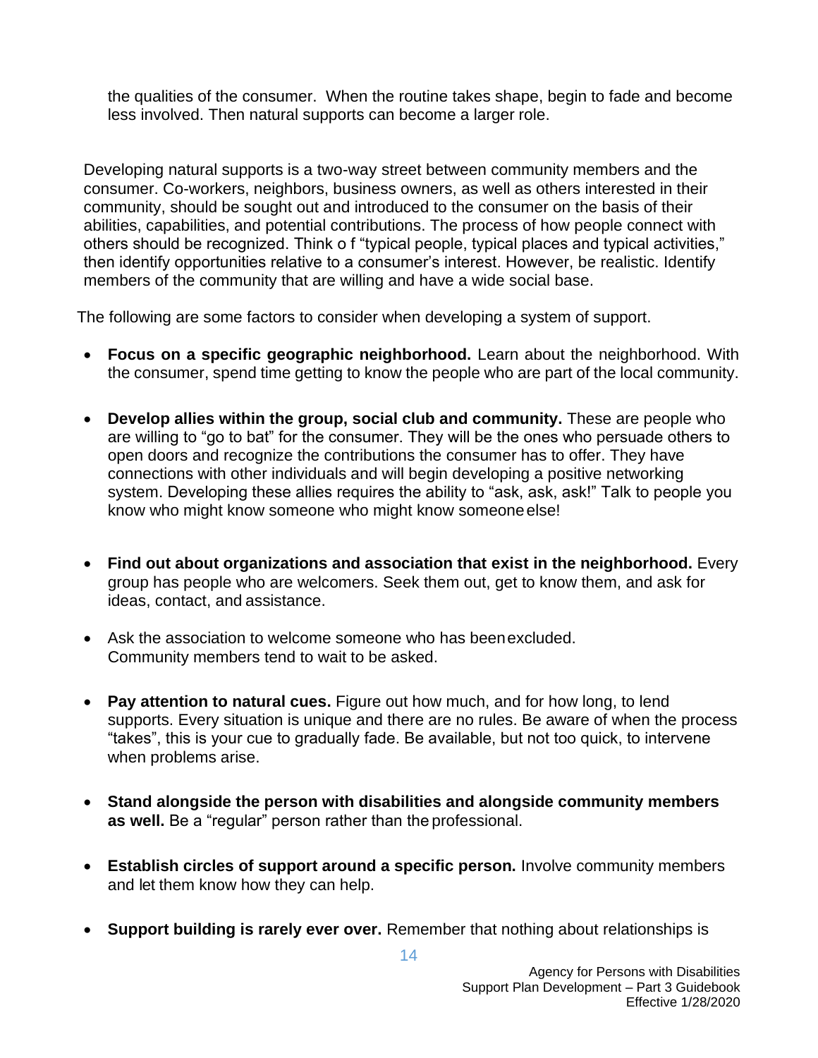the qualities of the consumer. When the routine takes shape, begin to fade and become less involved. Then natural supports can become a larger role.

Developing natural supports is a two-way street between community members and the consumer. Co-workers, neighbors, business owners, as well as others interested in their community, should be sought out and introduced to the consumer on the basis of their abilities, capabilities, and potential contributions. The process of how people connect with others should be recognized. Think o f "typical people, typical places and typical activities," then identify opportunities relative to a consumer's interest. However, be realistic. Identify members of the community that are willing and have a wide social base.

The following are some factors to consider when developing a system of support.

- **Focus on a specific geographic neighborhood.** Learn about the neighborhood. With the consumer, spend time getting to know the people who are part of the local community.

- **Develop allies within the group, social club and community.** These are people who are willing to "go to bat" for the consumer. They will be the ones who persuade others to open doors and recognize the contributions the consumer has to offer. They have connections with other individuals and will begin developing a positive networking system. Developing these allies requires the ability to "ask, ask, ask!" Talk to people you know who might know someone who might know someone else!

- **Find out about organizations and association that exist in the neighborhood.** Every group has people who are welcomers. Seek them out, get to know them, and ask for ideas, contact, and assistance.

- Ask the association to welcome someone who has been excluded. Community members tend to wait to be asked.

- **Pay attention to natural cues.** Figure out how much, and for how long, to lend supports. Every situation is unique and there are no rules. Be aware of when the process "takes", this is your cue to gradually fade. Be available, but not too quick, to intervene when problems arise.

- **Stand alongside the person with disabilities and alongside community members as well.** Be a "regular" person rather than the professional.

- **Establish circles of support around a specific person.** Involve community members and let them know how they can help.

- **Support building is rarely ever over.** Remember that nothing about relationships is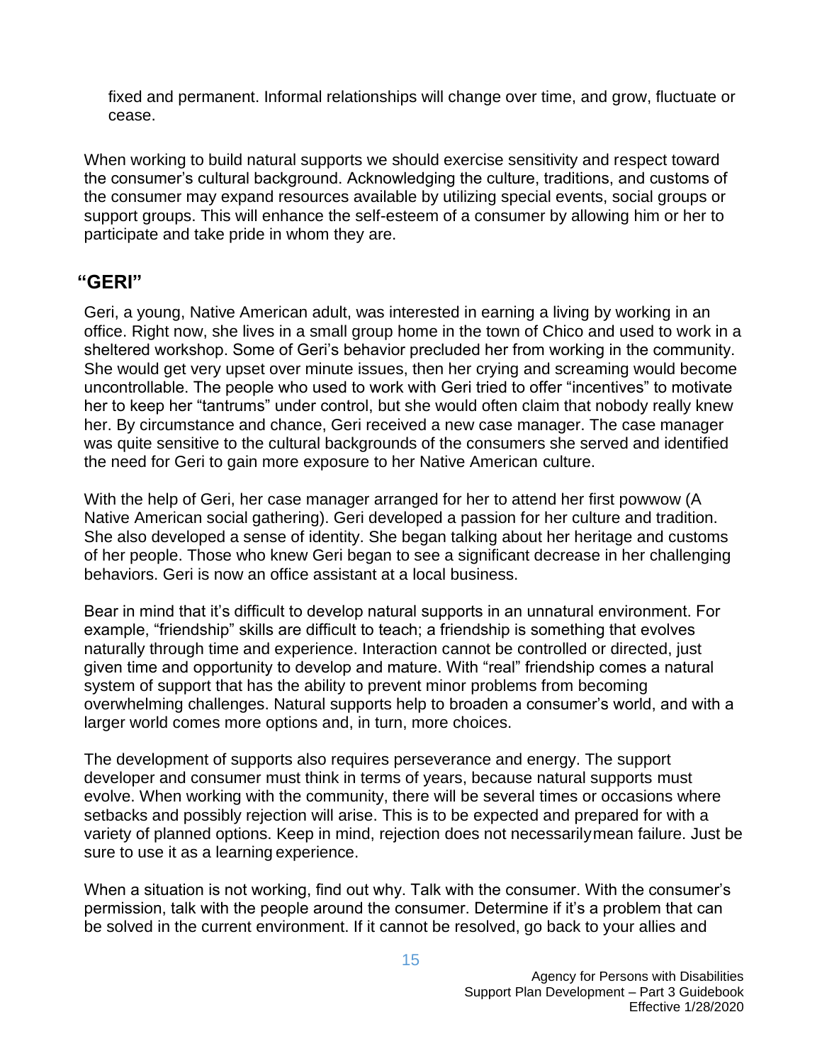fixed and permanent. Informal relationships will change over time, and grow, fluctuate or cease.

When working to build natural supports we should exercise sensitivity and respect toward the consumer's cultural background. Acknowledging the culture, traditions, and customs of the consumer may expand resources available by utilizing special events, social groups or support groups. This will enhance the self-esteem of a consumer by allowing him or her to participate and take pride in whom they are.

## "GERI"

Geri, a young, Native American adult, was interested in earning a living by working in an office. Right now, she lives in a small group home in the town of Chico and used to work in a sheltered workshop. Some of Geri's behavior precluded her from working in the community. She would get very upset over minute issues, then her crying and screaming would become uncontrollable. The people who used to work with Geri tried to offer "incentives" to motivate her to keep her "tantrums" under control, but she would often claim that nobody really knew her. By circumstance and chance, Geri received a new case manager. The case manager was quite sensitive to the cultural backgrounds of the consumers she served and identified the need for Geri to gain more exposure to her Native American culture.

With the help of Geri, her case manager arranged for her to attend her first powwow (A Native American social gathering). Geri developed a passion for her culture and tradition. She also developed a sense of identity. She began talking about her heritage and customs of her people. Those who knew Geri began to see a significant decrease in her challenging behaviors. Geri is now an office assistant at a local business.

Bear in mind that it's difficult to develop natural supports in an unnatural environment. For example, "friendship" skills are difficult to teach; a friendship is something that evolves naturally through time and experience. Interaction cannot be controlled or directed, just given time and opportunity to develop and mature. With "real" friendship comes a natural system of support that has the ability to prevent minor problems from becoming overwhelming challenges. Natural supports help to broaden a consumer's world, and with a larger world comes more options and, in turn, more choices.

The development of supports also requires perseverance and energy. The support developer and consumer must think in terms of years, because natural supports must evolve. When working with the community, there will be several times or occasions where setbacks and possibly rejection will arise. This is to be expected and prepared for with a variety of planned options. Keep in mind, rejection does not necessarily mean failure. Just be sure to use it as a learning experience.

When a situation is not working, find out why. Talk with the consumer. With the consumer's permission, talk with the people around the consumer. Determine if it's a problem that can be solved in the current environment. If it cannot be resolved, go back to your allies and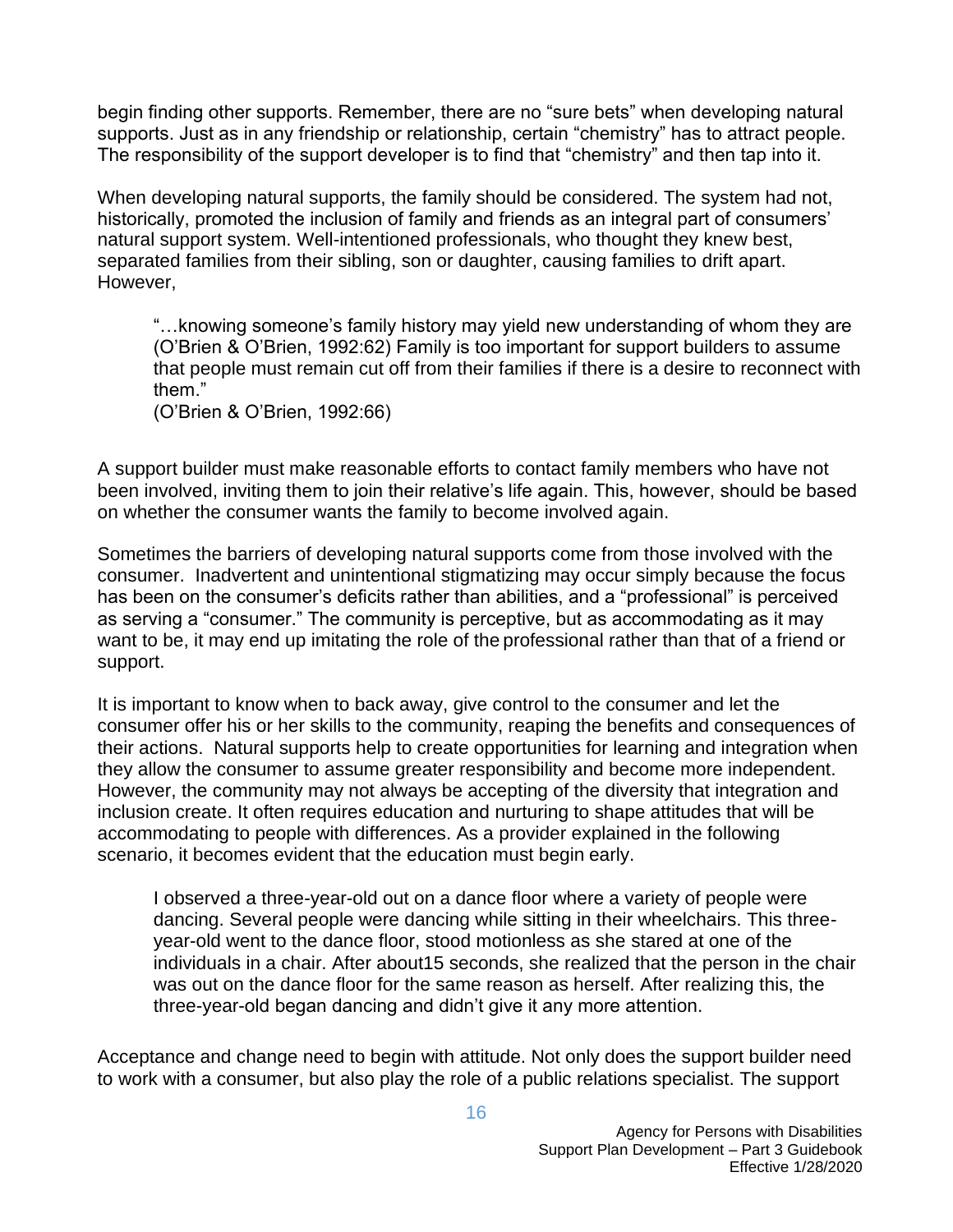begin finding other supports. Remember, there are no "sure bets" when developing natural supports. Just as in any friendship or relationship, certain "chemistry" has to attract people. The responsibility of the support developer is to find that "chemistry" and then tap into it.

When developing natural supports, the family should be considered. The system had not, historically, promoted the inclusion of family and friends as an integral part of consumers' natural support system. Well-intentioned professionals, who thought they knew best, separated families from their sibling, son or daughter, causing families to drift apart. However,

> "…knowing someone's family history may yield new understanding of whom they are (O'Brien & O'Brien, 1992:62) Family is too important for support builders to assume that people must remain cut off from their families if there is a desire to reconnect with them."
> (O'Brien & O'Brien, 1992:66)

A support builder must make reasonable efforts to contact family members who have not been involved, inviting them to join their relative's life again. This, however, should be based on whether the consumer wants the family to become involved again.

Sometimes the barriers of developing natural supports come from those involved with the consumer. Inadvertent and unintentional stigmatizing may occur simply because the focus has been on the consumer's deficits rather than abilities, and a "professional" is perceived as serving a "consumer." The community is perceptive, but as accommodating as it may want to be, it may end up imitating the role of the professional rather than that of a friend or support.

It is important to know when to back away, give control to the consumer and let the consumer offer his or her skills to the community, reaping the benefits and consequences of their actions. Natural supports help to create opportunities for learning and integration when they allow the consumer to assume greater responsibility and become more independent. However, the community may not always be accepting of the diversity that integration and inclusion create. It often requires education and nurturing to shape attitudes that will be accommodating to people with differences. As a provider explained in the following scenario, it becomes evident that the education must begin early.

> I observed a three-year-old out on a dance floor where a variety of people were dancing. Several people were dancing while sitting in their wheelchairs. This three-year-old went to the dance floor, stood motionless as she stared at one of the individuals in a chair. After about15 seconds, she realized that the person in the chair was out on the dance floor for the same reason as herself. After realizing this, the three-year-old began dancing and didn't give it any more attention.

Acceptance and change need to begin with attitude. Not only does the support builder need to work with a consumer, but also play the role of a public relations specialist. The support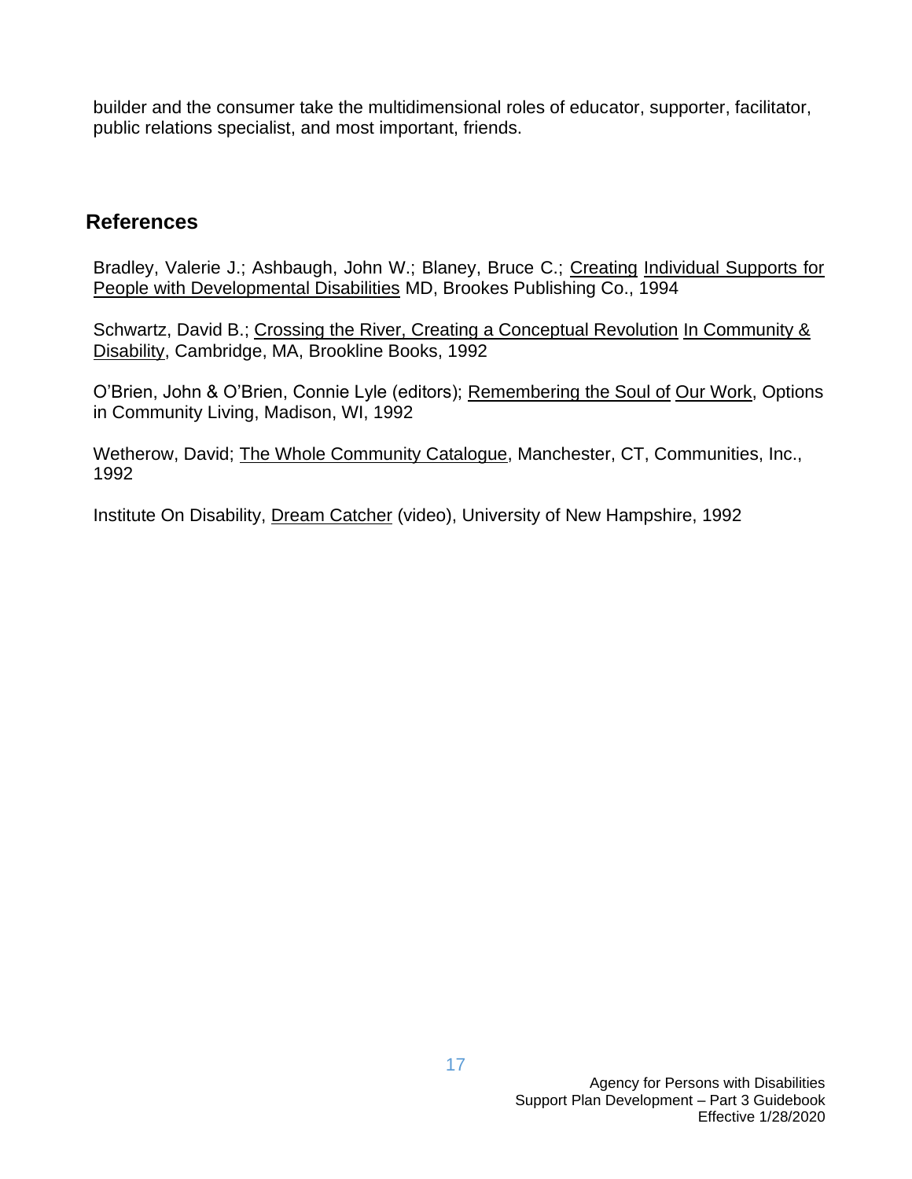builder and the consumer take the multidimensional roles of educator, supporter, facilitator, public relations specialist, and most important, friends.

## References

Bradley, Valerie J.; Ashbaugh, John W.; Blaney, Bruce C.; Creating Individual Supports for People with Developmental Disabilities MD, Brookes Publishing Co., 1994

Schwartz, David B.; Crossing the River, Creating a Conceptual Revolution In Community & Disability, Cambridge, MA, Brookline Books, 1992

O'Brien, John & O'Brien, Connie Lyle (editors); Remembering the Soul of Our Work, Options in Community Living, Madison, WI, 1992

Wetherow, David; The Whole Community Catalogue, Manchester, CT, Communities, Inc., 1992

Institute On Disability, Dream Catcher (video), University of New Hampshire, 1992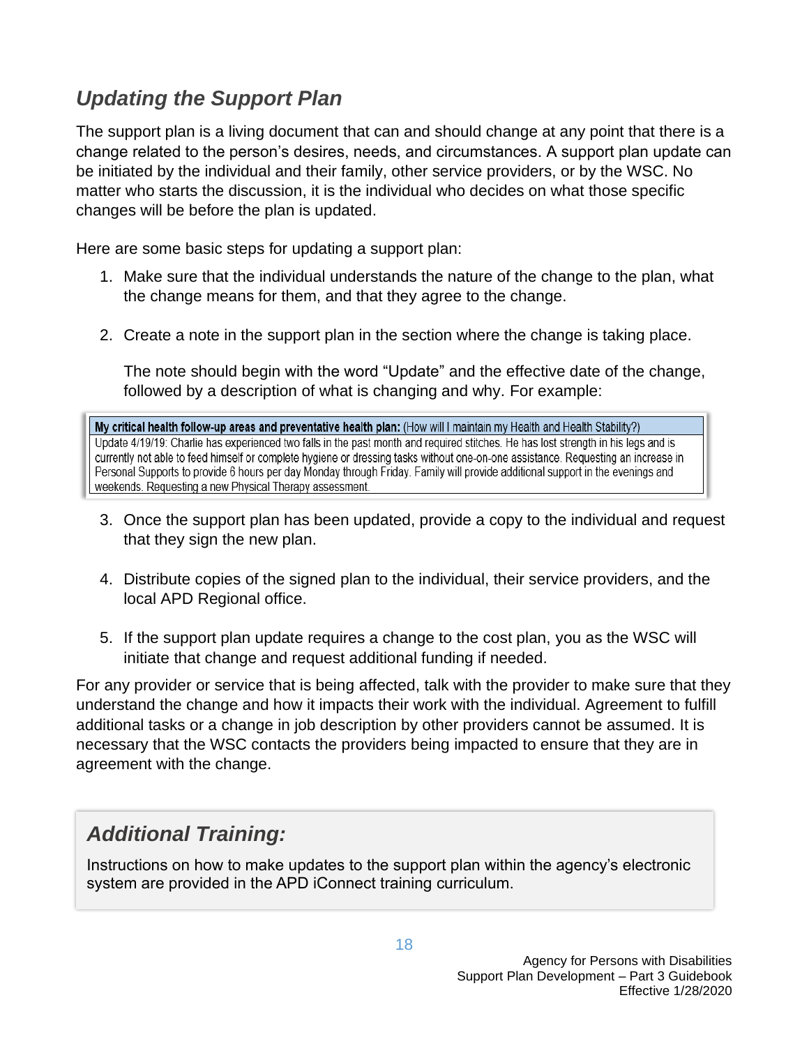## *Updating the Support Plan*

The support plan is a living document that can and should change at any point that there is a change related to the person's desires, needs, and circumstances. A support plan update can be initiated by the individual and their family, other service providers, or by the WSC. No matter who starts the discussion, it is the individual who decides on what those specific changes will be before the plan is updated.

Here are some basic steps for updating a support plan:

1. Make sure that the individual understands the nature of the change to the plan, what the change means for them, and that they agree to the change.

2. Create a note in the support plan in the section where the change is taking place.

   The note should begin with the word "Update" and the effective date of the change, followed by a description of what is changing and why. For example:

| **My critical health follow-up areas and preventative health plan:** (How will I maintain my Health and Health Stability?) |
|---|
| Update 4/19/19: Charlie has experienced two falls in the past month and required stitches. He has lost strength in his legs and is currently not able to feed himself or complete hygiene or dressing tasks without one-on-one assistance. Requesting an increase in Personal Supports to provide 6 hours per day Monday through Friday. Family will provide additional support in the evenings and weekends. Requesting a new Physical Therapy assessment. |

3. Once the support plan has been updated, provide a copy to the individual and request that they sign the new plan.

4. Distribute copies of the signed plan to the individual, their service providers, and the local APD Regional office.

5. If the support plan update requires a change to the cost plan, you as the WSC will initiate that change and request additional funding if needed.

For any provider or service that is being affected, talk with the provider to make sure that they understand the change and how it impacts their work with the individual. Agreement to fulfill additional tasks or a change in job description by other providers cannot be assumed. It is necessary that the WSC contacts the providers being impacted to ensure that they are in agreement with the change.

### *Additional Training:*

Instructions on how to make updates to the support plan within the agency's electronic system are provided in the APD iConnect training curriculum.